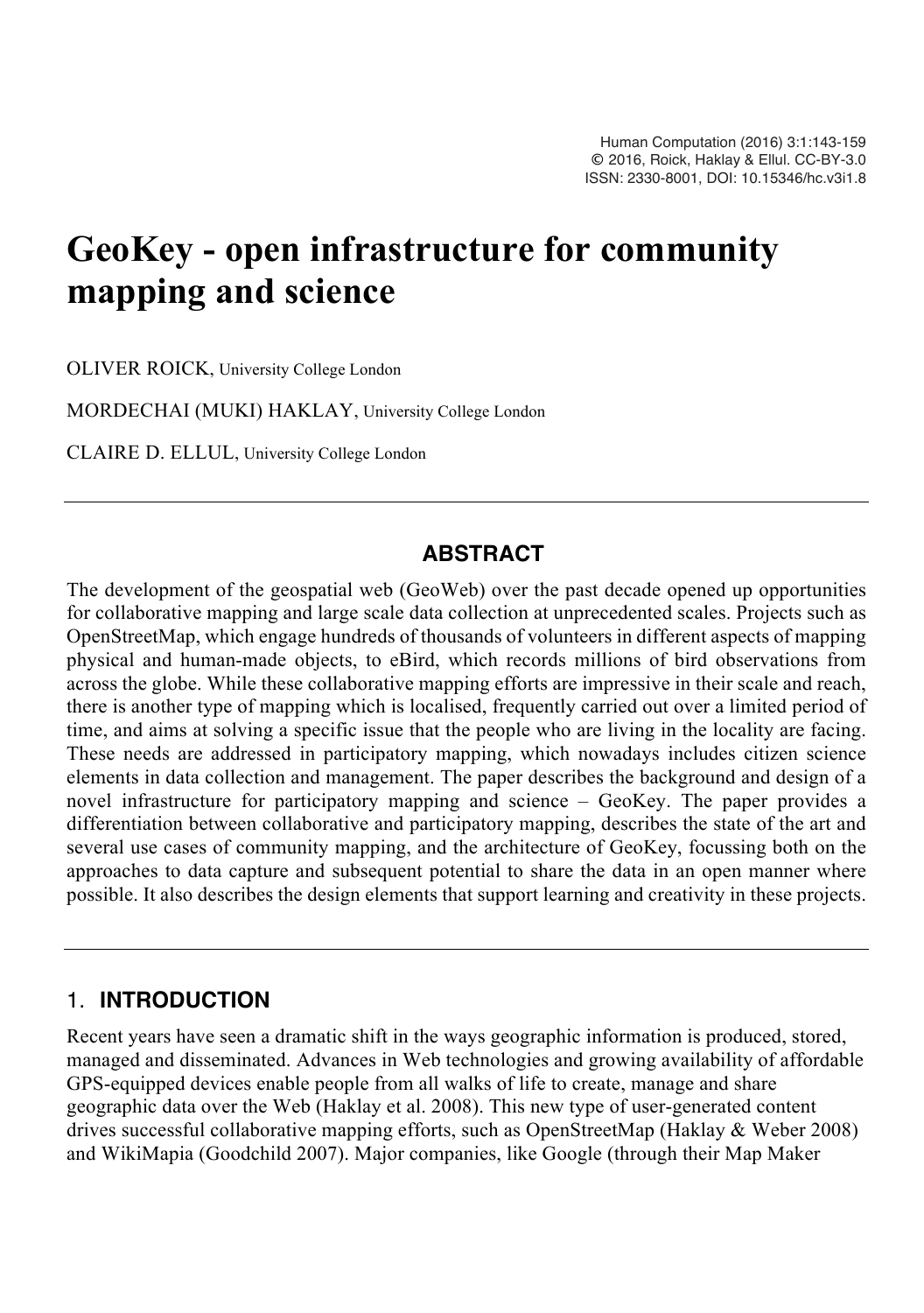# GeoKey - open infrastructure for community mapping and science

OLIVER ROICK, University College London

MORDECHAI (MUKI) HAKLAY, University College London

CLAIRE D. ELLUL, University College London

## ABSTRACT

The development of the geospatial web (GeoWeb) over the past decade opened up opportunities for collaborative mapping and large scale data collection at unprecedented scales. Projects such as OpenStreetMap, which engage hundreds of thousands of volunteers in different aspects of mapping physical and human-made objects, to eBird, which records millions of bird observations from across the globe. While these collaborative mapping efforts are impressive in their scale and reach, there is another type of mapping which is localised, frequently carried out over a limited period of time, and aims at solving a specific issue that the people who are living in the locality are facing. These needs are addressed in participatory mapping, which nowadays includes citizen science elements in data collection and management. The paper describes the background and design of a novel infrastructure for participatory mapping and science – GeoKey. The paper provides a differentiation between collaborative and participatory mapping, describes the state of the art and several use cases of community mapping, and the architecture of GeoKey, focussing both on the approaches to data capture and subsequent potential to share the data in an open manner where possible. It also describes the design elements that support learning and creativity in these projects.

## 1. INTRODUCTION

Recent years have seen a dramatic shift in the ways geographic information is produced, stored, managed and disseminated. Advances in Web technologies and growing availability of affordable GPS-equipped devices enable people from all walks of life to create, manage and share geographic data over the Web (Haklay et al. 2008). This new type of user-generated content drives successful collaborative mapping efforts, such as OpenStreetMap (Haklay & Weber 2008) and WikiMapia (Goodchild 2007). Major companies, like Google (through their Map Maker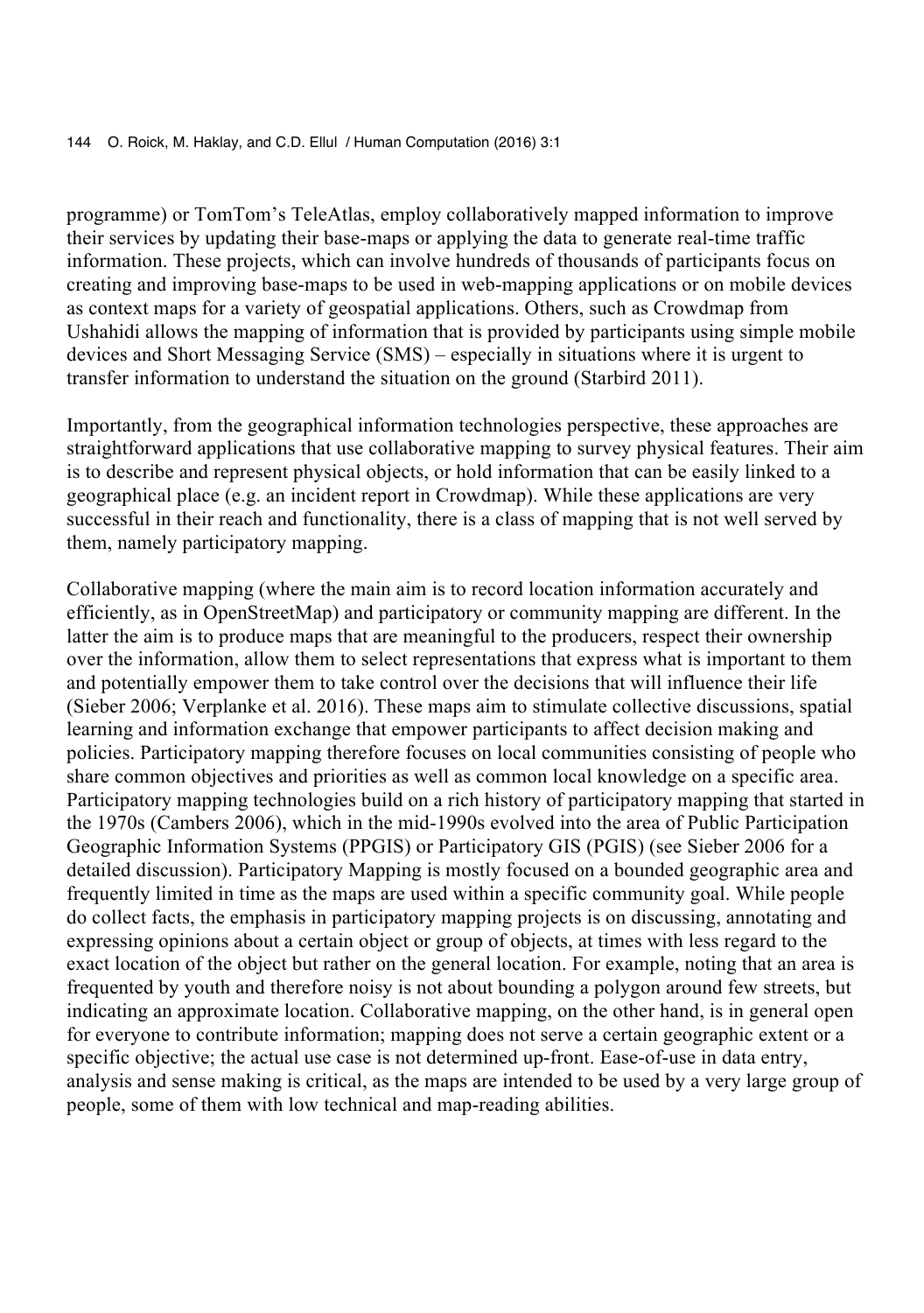programme) or TomTom's TeleAtlas, employ collaboratively mapped information to improve their services by updating their base-maps or applying the data to generate real-time traffic information. These projects, which can involve hundreds of thousands of participants focus on creating and improving base-maps to be used in web-mapping applications or on mobile devices as context maps for a variety of geospatial applications. Others, such as Crowdmap from Ushahidi allows the mapping of information that is provided by participants using simple mobile devices and Short Messaging Service (SMS) – especially in situations where it is urgent to transfer information to understand the situation on the ground (Starbird 2011).

Importantly, from the geographical information technologies perspective, these approaches are straightforward applications that use collaborative mapping to survey physical features. Their aim is to describe and represent physical objects, or hold information that can be easily linked to a geographical place (e.g. an incident report in Crowdmap). While these applications are very successful in their reach and functionality, there is a class of mapping that is not well served by them, namely participatory mapping.

Collaborative mapping (where the main aim is to record location information accurately and efficiently, as in OpenStreetMap) and participatory or community mapping are different. In the latter the aim is to produce maps that are meaningful to the producers, respect their ownership over the information, allow them to select representations that express what is important to them and potentially empower them to take control over the decisions that will influence their life (Sieber 2006; Verplanke et al. 2016). These maps aim to stimulate collective discussions, spatial learning and information exchange that empower participants to affect decision making and policies. Participatory mapping therefore focuses on local communities consisting of people who share common objectives and priorities as well as common local knowledge on a specific area. Participatory mapping technologies build on a rich history of participatory mapping that started in the 1970s (Cambers 2006), which in the mid-1990s evolved into the area of Public Participation Geographic Information Systems (PPGIS) or Participatory GIS (PGIS) (see Sieber 2006 for a detailed discussion). Participatory Mapping is mostly focused on a bounded geographic area and frequently limited in time as the maps are used within a specific community goal. While people do collect facts, the emphasis in participatory mapping projects is on discussing, annotating and expressing opinions about a certain object or group of objects, at times with less regard to the exact location of the object but rather on the general location. For example, noting that an area is frequented by youth and therefore noisy is not about bounding a polygon around few streets, but indicating an approximate location. Collaborative mapping, on the other hand, is in general open for everyone to contribute information; mapping does not serve a certain geographic extent or a specific objective; the actual use case is not determined up-front. Ease-of-use in data entry, analysis and sense making is critical, as the maps are intended to be used by a very large group of people, some of them with low technical and map-reading abilities.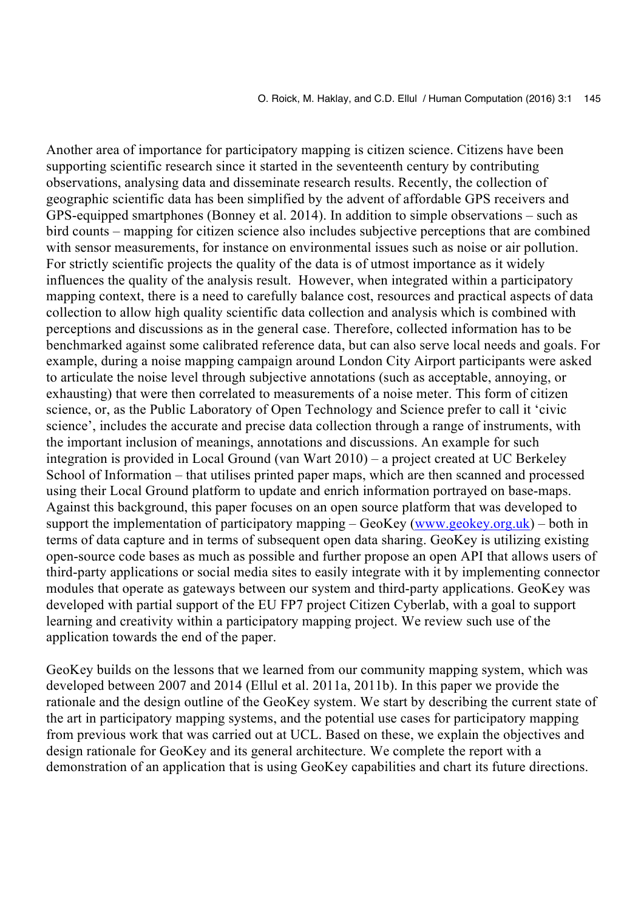Another area of importance for participatory mapping is citizen science. Citizens have been supporting scientific research since it started in the seventeenth century by contributing observations, analysing data and disseminate research results. Recently, the collection of geographic scientific data has been simplified by the advent of affordable GPS receivers and GPS-equipped smartphones (Bonney et al. 2014). In addition to simple observations – such as bird counts – mapping for citizen science also includes subjective perceptions that are combined with sensor measurements, for instance on environmental issues such as noise or air pollution. For strictly scientific projects the quality of the data is of utmost importance as it widely influences the quality of the analysis result. However, when integrated within a participatory mapping context, there is a need to carefully balance cost, resources and practical aspects of data collection to allow high quality scientific data collection and analysis which is combined with perceptions and discussions as in the general case. Therefore, collected information has to be benchmarked against some calibrated reference data, but can also serve local needs and goals. For example, during a noise mapping campaign around London City Airport participants were asked to articulate the noise level through subjective annotations (such as acceptable, annoying, or exhausting) that were then correlated to measurements of a noise meter. This form of citizen science, or, as the Public Laboratory of Open Technology and Science prefer to call it 'civic science', includes the accurate and precise data collection through a range of instruments, with the important inclusion of meanings, annotations and discussions. An example for such integration is provided in Local Ground (van Wart 2010) – a project created at UC Berkeley School of Information – that utilises printed paper maps, which are then scanned and processed using their Local Ground platform to update and enrich information portrayed on base-maps. Against this background, this paper focuses on an open source platform that was developed to support the implementation of participatory mapping – GeoKey ([www.geokey.org.uk](http://www.geokey.org.uk)) – both in terms of data capture and in terms of subsequent open data sharing. GeoKey is utilizing existing open-source code bases as much as possible and further propose an open API that allows users of third-party applications or social media sites to easily integrate with it by implementing connector modules that operate as gateways between our system and third-party applications. GeoKey was developed with partial support of the EU FP7 project Citizen Cyberlab, with a goal to support learning and creativity within a participatory mapping project. We review such use of the application towards the end of the paper.

GeoKey builds on the lessons that we learned from our community mapping system, which was developed between 2007 and 2014 (Ellul et al. 2011a, 2011b). In this paper we provide the rationale and the design outline of the GeoKey system. We start by describing the current state of the art in participatory mapping systems, and the potential use cases for participatory mapping from previous work that was carried out at UCL. Based on these, we explain the objectives and design rationale for GeoKey and its general architecture. We complete the report with a demonstration of an application that is using GeoKey capabilities and chart its future directions.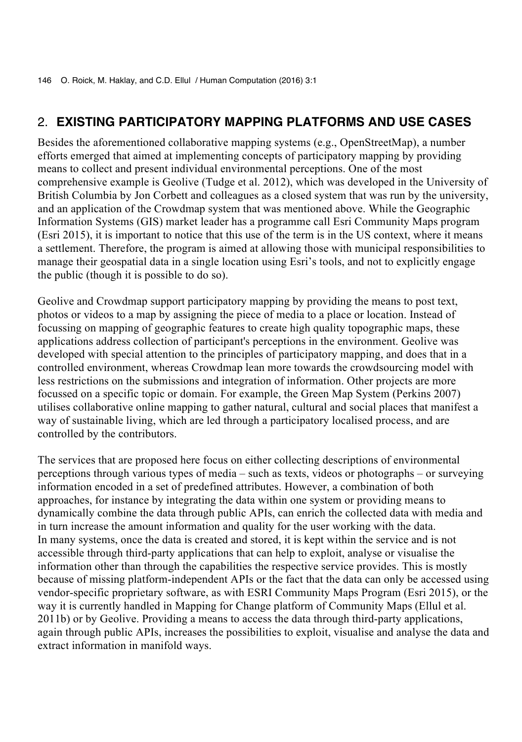## 2. **EXISTING PARTICIPATORY MAPPING PLATFORMS AND USE CASES**

Besides the aforementioned collaborative mapping systems (e.g., OpenStreetMap), a number efforts emerged that aimed at implementing concepts of participatory mapping by providing means to collect and present individual environmental perceptions. One of the most comprehensive example is Geolive (Tudge et al. 2012), which was developed in the University of British Columbia by Jon Corbett and colleagues as a closed system that was run by the university, and an application of the Crowdmap system that was mentioned above. While the Geographic Information Systems (GIS) market leader has a programme call Esri Community Maps program (Esri 2015), it is important to notice that this use of the term is in the US context, where it means a settlement. Therefore, the program is aimed at allowing those with municipal responsibilities to manage their geospatial data in a single location using Esri's tools, and not to explicitly engage the public (though it is possible to do so).

Geolive and Crowdmap support participatory mapping by providing the means to post text, photos or videos to a map by assigning the piece of media to a place or location. Instead of focussing on mapping of geographic features to create high quality topographic maps, these applications address collection of participant's perceptions in the environment. Geolive was developed with special attention to the principles of participatory mapping, and does that in a controlled environment, whereas Crowdmap lean more towards the crowdsourcing model with less restrictions on the submissions and integration of information. Other projects are more focussed on a specific topic or domain. For example, the Green Map System (Perkins 2007) utilises collaborative online mapping to gather natural, cultural and social places that manifest a way of sustainable living, which are led through a participatory localised process, and are controlled by the contributors.

The services that are proposed here focus on either collecting descriptions of environmental perceptions through various types of media – such as texts, videos or photographs – or surveying information encoded in a set of predefined attributes. However, a combination of both approaches, for instance by integrating the data within one system or providing means to dynamically combine the data through public APIs, can enrich the collected data with media and in turn increase the amount information and quality for the user working with the data.
In many systems, once the data is created and stored, it is kept within the service and is not accessible through third-party applications that can help to exploit, analyse or visualise the information other than through the capabilities the respective service provides. This is mostly because of missing platform-independent APIs or the fact that the data can only be accessed using vendor-specific proprietary software, as with ESRI Community Maps Program (Esri 2015), or the way it is currently handled in Mapping for Change platform of Community Maps (Ellul et al. 2011b) or by Geolive. Providing a means to access the data through third-party applications, again through public APIs, increases the possibilities to exploit, visualise and analyse the data and extract information in manifold ways.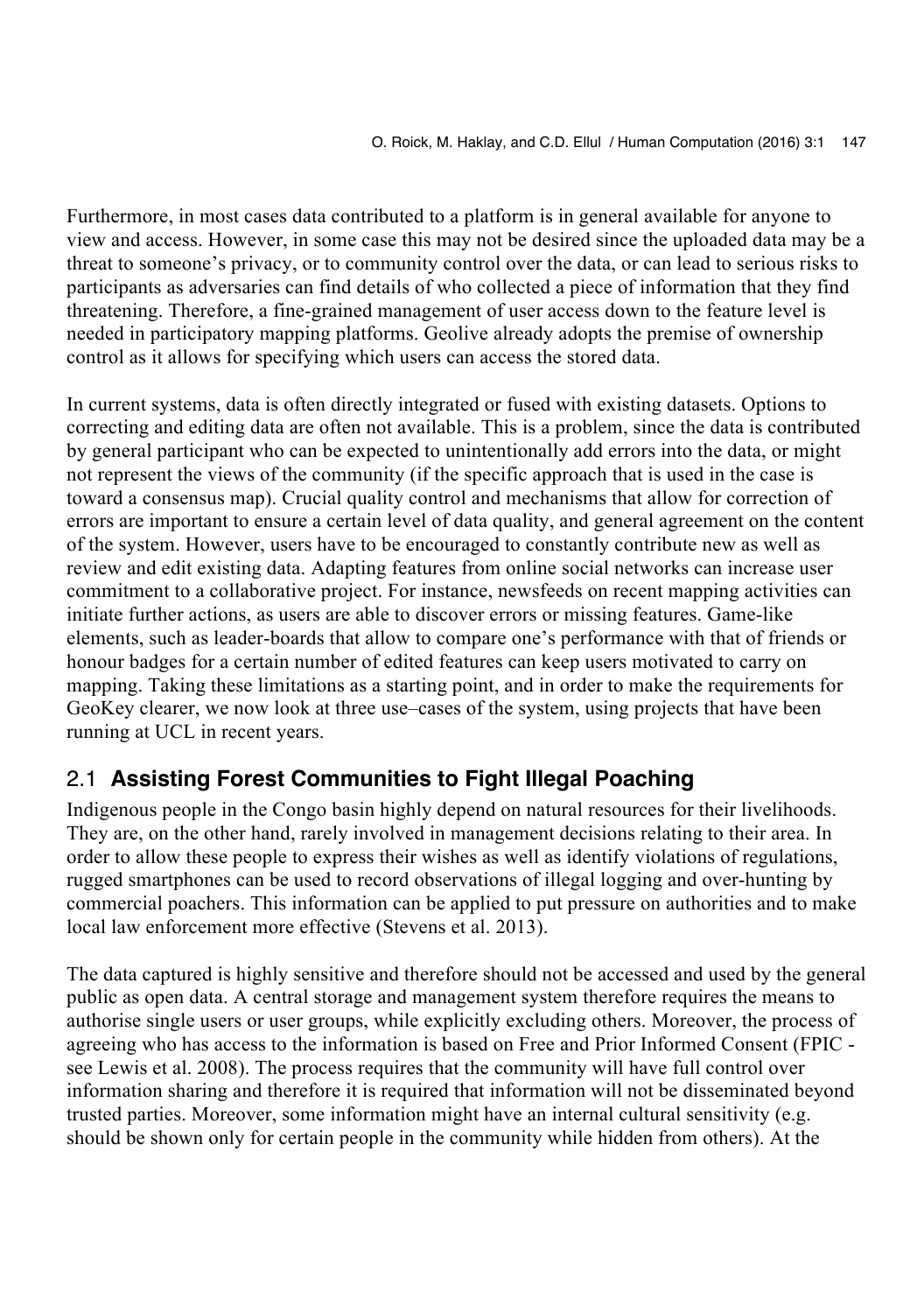Furthermore, in most cases data contributed to a platform is in general available for anyone to view and access. However, in some case this may not be desired since the uploaded data may be a threat to someone's privacy, or to community control over the data, or can lead to serious risks to participants as adversaries can find details of who collected a piece of information that they find threatening. Therefore, a fine-grained management of user access down to the feature level is needed in participatory mapping platforms. Geolive already adopts the premise of ownership control as it allows for specifying which users can access the stored data.

In current systems, data is often directly integrated or fused with existing datasets. Options to correcting and editing data are often not available. This is a problem, since the data is contributed by general participant who can be expected to unintentionally add errors into the data, or might not represent the views of the community (if the specific approach that is used in the case is toward a consensus map). Crucial quality control and mechanisms that allow for correction of errors are important to ensure a certain level of data quality, and general agreement on the content of the system. However, users have to be encouraged to constantly contribute new as well as review and edit existing data. Adapting features from online social networks can increase user commitment to a collaborative project. For instance, newsfeeds on recent mapping activities can initiate further actions, as users are able to discover errors or missing features. Game-like elements, such as leader-boards that allow to compare one's performance with that of friends or honour badges for a certain number of edited features can keep users motivated to carry on mapping. Taking these limitations as a starting point, and in order to make the requirements for GeoKey clearer, we now look at three use–cases of the system, using projects that have been running at UCL in recent years.

## 2.1 Assisting Forest Communities to Fight Illegal Poaching

Indigenous people in the Congo basin highly depend on natural resources for their livelihoods. They are, on the other hand, rarely involved in management decisions relating to their area. In order to allow these people to express their wishes as well as identify violations of regulations, rugged smartphones can be used to record observations of illegal logging and over-hunting by commercial poachers. This information can be applied to put pressure on authorities and to make local law enforcement more effective (Stevens et al. 2013).

The data captured is highly sensitive and therefore should not be accessed and used by the general public as open data. A central storage and management system therefore requires the means to authorise single users or user groups, while explicitly excluding others. Moreover, the process of agreeing who has access to the information is based on Free and Prior Informed Consent (FPIC - see Lewis et al. 2008). The process requires that the community will have full control over information sharing and therefore it is required that information will not be disseminated beyond trusted parties. Moreover, some information might have an internal cultural sensitivity (e.g. should be shown only for certain people in the community while hidden from others). At the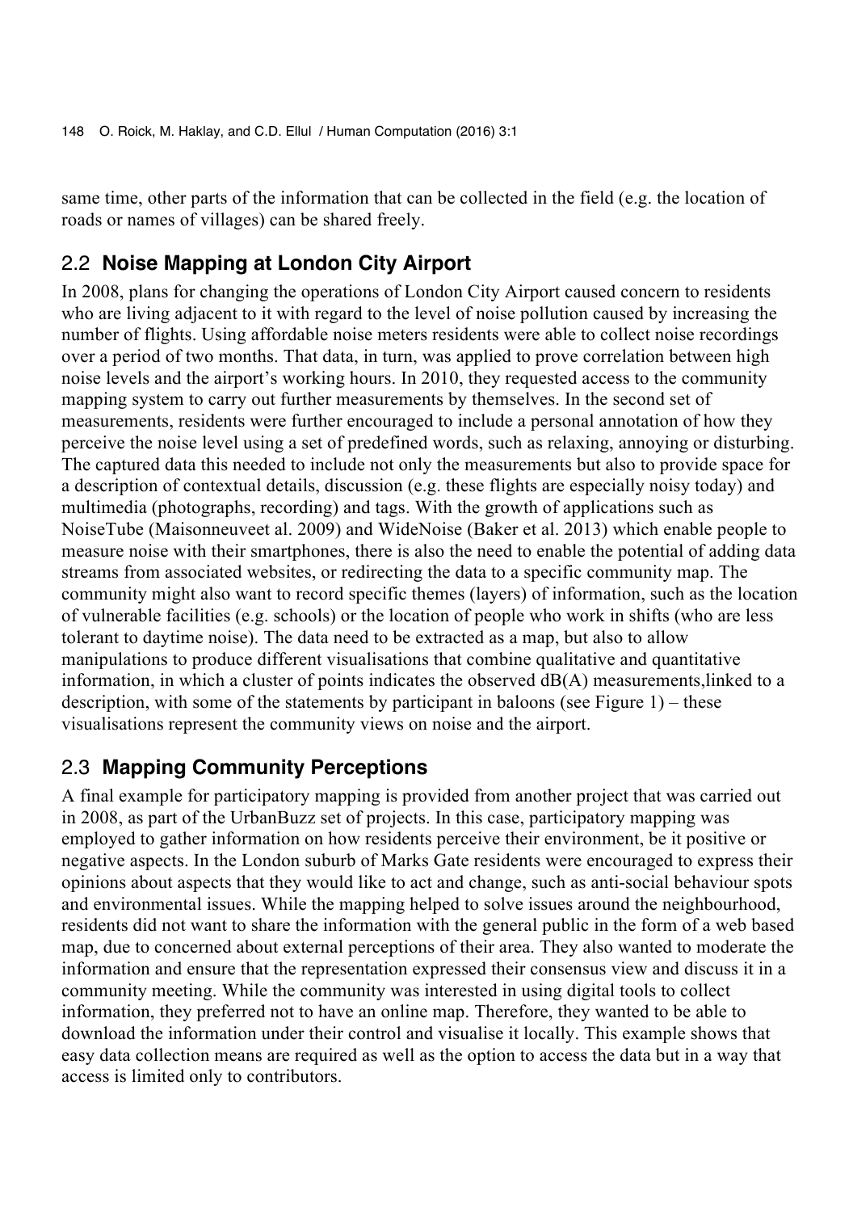same time, other parts of the information that can be collected in the field (e.g. the location of roads or names of villages) can be shared freely.

## 2.2 **Noise Mapping at London City Airport**

In 2008, plans for changing the operations of London City Airport caused concern to residents who are living adjacent to it with regard to the level of noise pollution caused by increasing the number of flights. Using affordable noise meters residents were able to collect noise recordings over a period of two months. That data, in turn, was applied to prove correlation between high noise levels and the airport's working hours. In 2010, they requested access to the community mapping system to carry out further measurements by themselves. In the second set of measurements, residents were further encouraged to include a personal annotation of how they perceive the noise level using a set of predefined words, such as relaxing, annoying or disturbing. The captured data this needed to include not only the measurements but also to provide space for a description of contextual details, discussion (e.g. these flights are especially noisy today) and multimedia (photographs, recording) and tags. With the growth of applications such as NoiseTube (Maisonneuveet al. 2009) and WideNoise (Baker et al. 2013) which enable people to measure noise with their smartphones, there is also the need to enable the potential of adding data streams from associated websites, or redirecting the data to a specific community map. The community might also want to record specific themes (layers) of information, such as the location of vulnerable facilities (e.g. schools) or the location of people who work in shifts (who are less tolerant to daytime noise). The data need to be extracted as a map, but also to allow manipulations to produce different visualisations that combine qualitative and quantitative information, in which a cluster of points indicates the observed dB(A) measurements,linked to a description, with some of the statements by participant in baloons (see Figure 1) – these visualisations represent the community views on noise and the airport.

## 2.3 **Mapping Community Perceptions**

A final example for participatory mapping is provided from another project that was carried out in 2008, as part of the UrbanBuzz set of projects. In this case, participatory mapping was employed to gather information on how residents perceive their environment, be it positive or negative aspects. In the London suburb of Marks Gate residents were encouraged to express their opinions about aspects that they would like to act and change, such as anti-social behaviour spots and environmental issues. While the mapping helped to solve issues around the neighbourhood, residents did not want to share the information with the general public in the form of a web based map, due to concerned about external perceptions of their area. They also wanted to moderate the information and ensure that the representation expressed their consensus view and discuss it in a community meeting. While the community was interested in using digital tools to collect information, they preferred not to have an online map. Therefore, they wanted to be able to download the information under their control and visualise it locally. This example shows that easy data collection means are required as well as the option to access the data but in a way that access is limited only to contributors.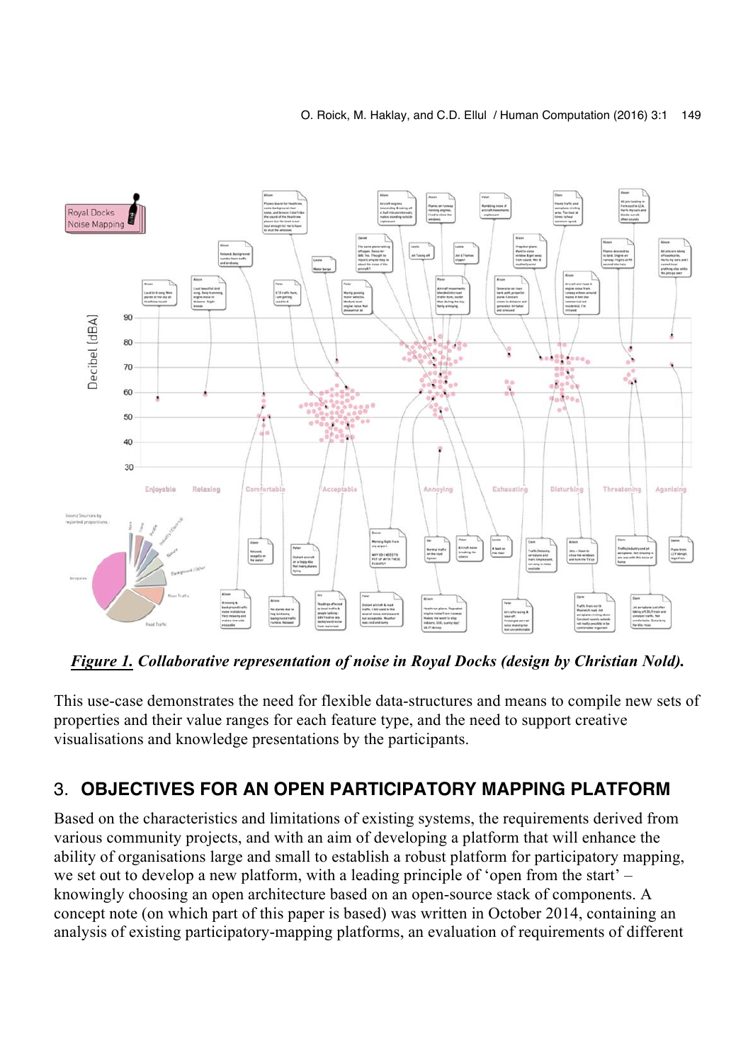*__Figure 1.__ Collaborative representation of noise in Royal Docks (design by Christian Nold).*

This use-case demonstrates the need for flexible data-structures and means to compile new sets of properties and their value ranges for each feature type, and the need to support creative visualisations and knowledge presentations by the participants.

## 3. OBJECTIVES FOR AN OPEN PARTICIPATORY MAPPING PLATFORM

Based on the characteristics and limitations of existing systems, the requirements derived from various community projects, and with an aim of developing a platform that will enhance the ability of organisations large and small to establish a robust platform for participatory mapping, we set out to develop a new platform, with a leading principle of 'open from the start' – knowingly choosing an open architecture based on an open-source stack of components. A concept note (on which part of this paper is based) was written in October 2014, containing an analysis of existing participatory-mapping platforms, an evaluation of requirements of different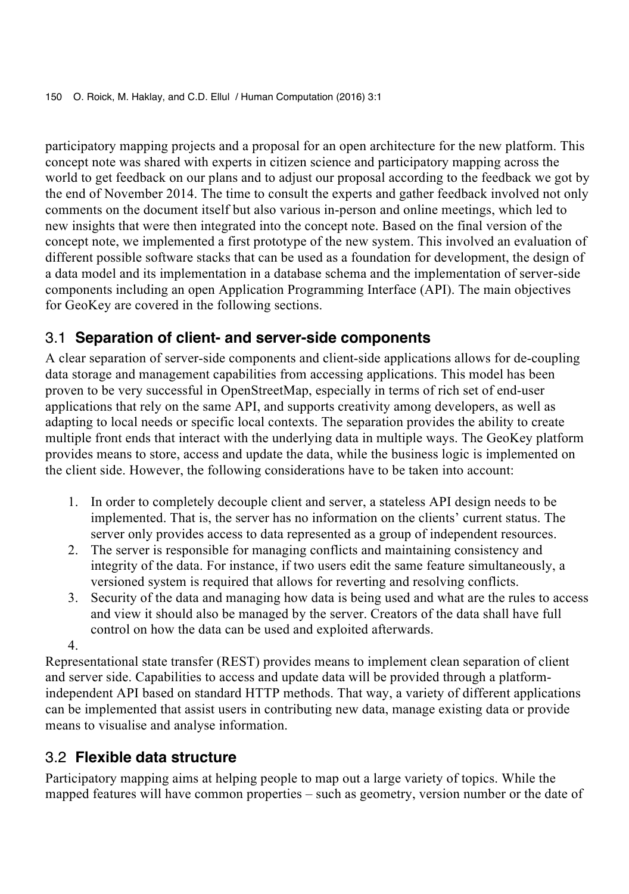participatory mapping projects and a proposal for an open architecture for the new platform. This concept note was shared with experts in citizen science and participatory mapping across the world to get feedback on our plans and to adjust our proposal according to the feedback we got by the end of November 2014. The time to consult the experts and gather feedback involved not only comments on the document itself but also various in-person and online meetings, which led to new insights that were then integrated into the concept note. Based on the final version of the concept note, we implemented a first prototype of the new system. This involved an evaluation of different possible software stacks that can be used as a foundation for development, the design of a data model and its implementation in a database schema and the implementation of server-side components including an open Application Programming Interface (API). The main objectives for GeoKey are covered in the following sections.

## 3.1 Separation of client- and server-side components

A clear separation of server-side components and client-side applications allows for de-coupling data storage and management capabilities from accessing applications. This model has been proven to be very successful in OpenStreetMap, especially in terms of rich set of end-user applications that rely on the same API, and supports creativity among developers, as well as adapting to local needs or specific local contexts. The separation provides the ability to create multiple front ends that interact with the underlying data in multiple ways. The GeoKey platform provides means to store, access and update the data, while the business logic is implemented on the client side. However, the following considerations have to be taken into account:

1. In order to completely decouple client and server, a stateless API design needs to be implemented. That is, the server has no information on the clients' current status. The server only provides access to data represented as a group of independent resources.
2. The server is responsible for managing conflicts and maintaining consistency and integrity of the data. For instance, if two users edit the same feature simultaneously, a versioned system is required that allows for reverting and resolving conflicts.
3. Security of the data and managing how data is being used and what are the rules to access and view it should also be managed by the server. Creators of the data shall have full control on how the data can be used and exploited afterwards.
4. 

Representational state transfer (REST) provides means to implement clean separation of client and server side. Capabilities to access and update data will be provided through a platform-independent API based on standard HTTP methods. That way, a variety of different applications can be implemented that assist users in contributing new data, manage existing data or provide means to visualise and analyse information.

## 3.2 Flexible data structure

Participatory mapping aims at helping people to map out a large variety of topics. While the mapped features will have common properties – such as geometry, version number or the date of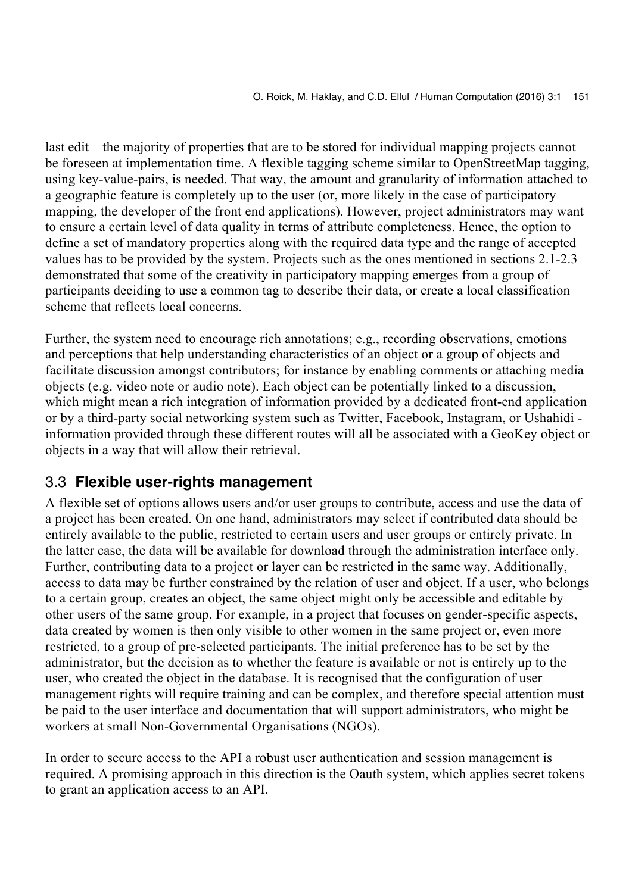last edit – the majority of properties that are to be stored for individual mapping projects cannot be foreseen at implementation time. A flexible tagging scheme similar to OpenStreetMap tagging, using key-value-pairs, is needed. That way, the amount and granularity of information attached to a geographic feature is completely up to the user (or, more likely in the case of participatory mapping, the developer of the front end applications). However, project administrators may want to ensure a certain level of data quality in terms of attribute completeness. Hence, the option to define a set of mandatory properties along with the required data type and the range of accepted values has to be provided by the system. Projects such as the ones mentioned in sections 2.1-2.3 demonstrated that some of the creativity in participatory mapping emerges from a group of participants deciding to use a common tag to describe their data, or create a local classification scheme that reflects local concerns.

Further, the system need to encourage rich annotations; e.g., recording observations, emotions and perceptions that help understanding characteristics of an object or a group of objects and facilitate discussion amongst contributors; for instance by enabling comments or attaching media objects (e.g. video note or audio note). Each object can be potentially linked to a discussion, which might mean a rich integration of information provided by a dedicated front-end application or by a third-party social networking system such as Twitter, Facebook, Instagram, or Ushahidi - information provided through these different routes will all be associated with a GeoKey object or objects in a way that will allow their retrieval.

## 3.3 Flexible user-rights management

A flexible set of options allows users and/or user groups to contribute, access and use the data of a project has been created. On one hand, administrators may select if contributed data should be entirely available to the public, restricted to certain users and user groups or entirely private. In the latter case, the data will be available for download through the administration interface only. Further, contributing data to a project or layer can be restricted in the same way. Additionally, access to data may be further constrained by the relation of user and object. If a user, who belongs to a certain group, creates an object, the same object might only be accessible and editable by other users of the same group. For example, in a project that focuses on gender-specific aspects, data created by women is then only visible to other women in the same project or, even more restricted, to a group of pre-selected participants. The initial preference has to be set by the administrator, but the decision as to whether the feature is available or not is entirely up to the user, who created the object in the database. It is recognised that the configuration of user management rights will require training and can be complex, and therefore special attention must be paid to the user interface and documentation that will support administrators, who might be workers at small Non-Governmental Organisations (NGOs).

In order to secure access to the API a robust user authentication and session management is required. A promising approach in this direction is the Oauth system, which applies secret tokens to grant an application access to an API.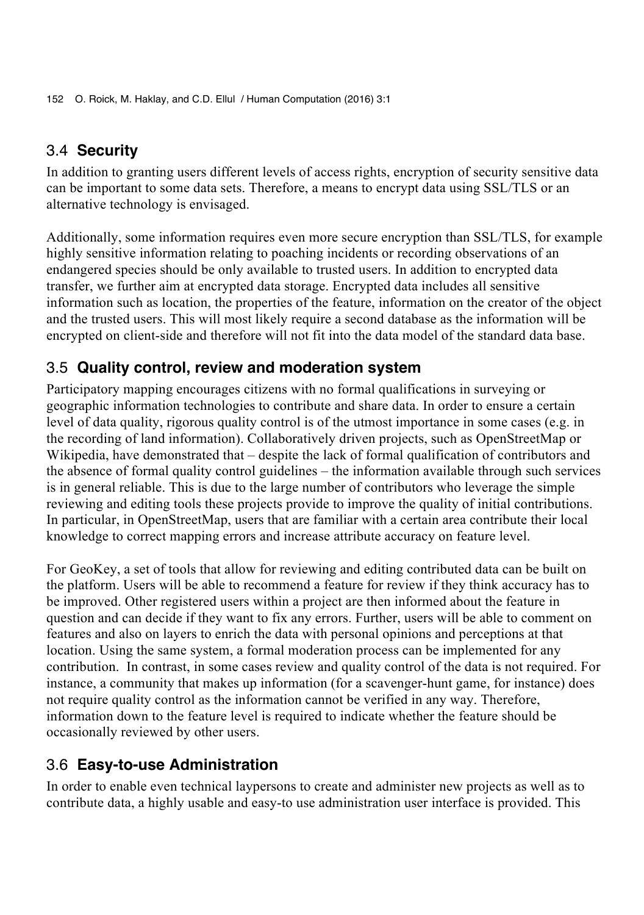## 3.4 **Security**

In addition to granting users different levels of access rights, encryption of security sensitive data can be important to some data sets. Therefore, a means to encrypt data using SSL/TLS or an alternative technology is envisaged.

Additionally, some information requires even more secure encryption than SSL/TLS, for example highly sensitive information relating to poaching incidents or recording observations of an endangered species should be only available to trusted users. In addition to encrypted data transfer, we further aim at encrypted data storage. Encrypted data includes all sensitive information such as location, the properties of the feature, information on the creator of the object and the trusted users. This will most likely require a second database as the information will be encrypted on client-side and therefore will not fit into the data model of the standard data base.

## 3.5 **Quality control, review and moderation system**

Participatory mapping encourages citizens with no formal qualifications in surveying or geographic information technologies to contribute and share data. In order to ensure a certain level of data quality, rigorous quality control is of the utmost importance in some cases (e.g. in the recording of land information). Collaboratively driven projects, such as OpenStreetMap or Wikipedia, have demonstrated that – despite the lack of formal qualification of contributors and the absence of formal quality control guidelines – the information available through such services is in general reliable. This is due to the large number of contributors who leverage the simple reviewing and editing tools these projects provide to improve the quality of initial contributions. In particular, in OpenStreetMap, users that are familiar with a certain area contribute their local knowledge to correct mapping errors and increase attribute accuracy on feature level.

For GeoKey, a set of tools that allow for reviewing and editing contributed data can be built on the platform. Users will be able to recommend a feature for review if they think accuracy has to be improved. Other registered users within a project are then informed about the feature in question and can decide if they want to fix any errors. Further, users will be able to comment on features and also on layers to enrich the data with personal opinions and perceptions at that location. Using the same system, a formal moderation process can be implemented for any contribution. In contrast, in some cases review and quality control of the data is not required. For instance, a community that makes up information (for a scavenger-hunt game, for instance) does not require quality control as the information cannot be verified in any way. Therefore, information down to the feature level is required to indicate whether the feature should be occasionally reviewed by other users.

## 3.6 **Easy-to-use Administration**

In order to enable even technical laypersons to create and administer new projects as well as to contribute data, a highly usable and easy-to use administration user interface is provided. This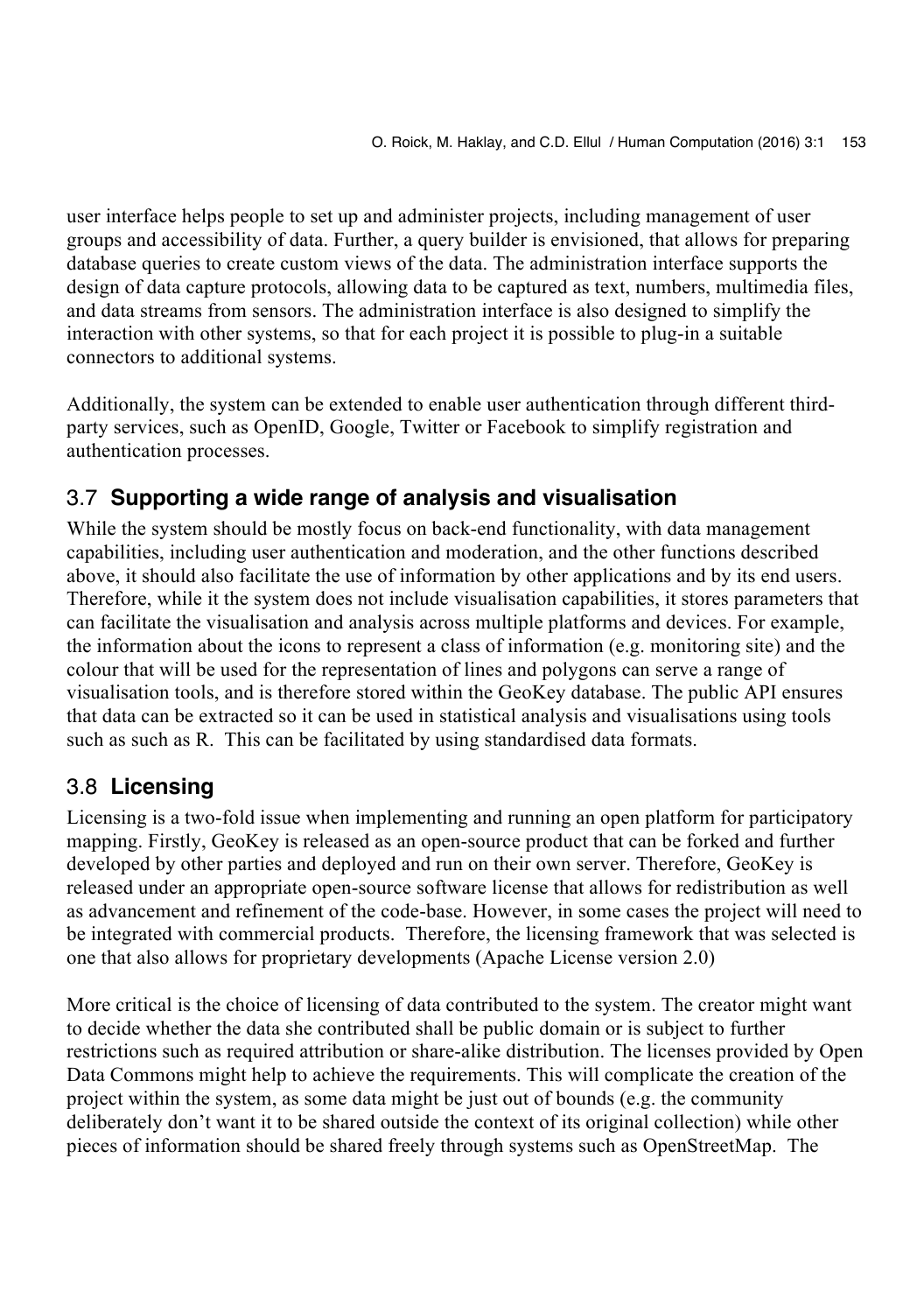user interface helps people to set up and administer projects, including management of user groups and accessibility of data. Further, a query builder is envisioned, that allows for preparing database queries to create custom views of the data. The administration interface supports the design of data capture protocols, allowing data to be captured as text, numbers, multimedia files, and data streams from sensors. The administration interface is also designed to simplify the interaction with other systems, so that for each project it is possible to plug-in a suitable connectors to additional systems.

Additionally, the system can be extended to enable user authentication through different third-party services, such as OpenID, Google, Twitter or Facebook to simplify registration and authentication processes.

## 3.7 Supporting a wide range of analysis and visualisation

While the system should be mostly focus on back-end functionality, with data management capabilities, including user authentication and moderation, and the other functions described above, it should also facilitate the use of information by other applications and by its end users. Therefore, while it the system does not include visualisation capabilities, it stores parameters that can facilitate the visualisation and analysis across multiple platforms and devices. For example, the information about the icons to represent a class of information (e.g. monitoring site) and the colour that will be used for the representation of lines and polygons can serve a range of visualisation tools, and is therefore stored within the GeoKey database. The public API ensures that data can be extracted so it can be used in statistical analysis and visualisations using tools such as such as R. This can be facilitated by using standardised data formats.

## 3.8 Licensing

Licensing is a two-fold issue when implementing and running an open platform for participatory mapping. Firstly, GeoKey is released as an open-source product that can be forked and further developed by other parties and deployed and run on their own server. Therefore, GeoKey is released under an appropriate open-source software license that allows for redistribution as well as advancement and refinement of the code-base. However, in some cases the project will need to be integrated with commercial products. Therefore, the licensing framework that was selected is one that also allows for proprietary developments (Apache License version 2.0)

More critical is the choice of licensing of data contributed to the system. The creator might want to decide whether the data she contributed shall be public domain or is subject to further restrictions such as required attribution or share-alike distribution. The licenses provided by Open Data Commons might help to achieve the requirements. This will complicate the creation of the project within the system, as some data might be just out of bounds (e.g. the community deliberately don't want it to be shared outside the context of its original collection) while other pieces of information should be shared freely through systems such as OpenStreetMap. The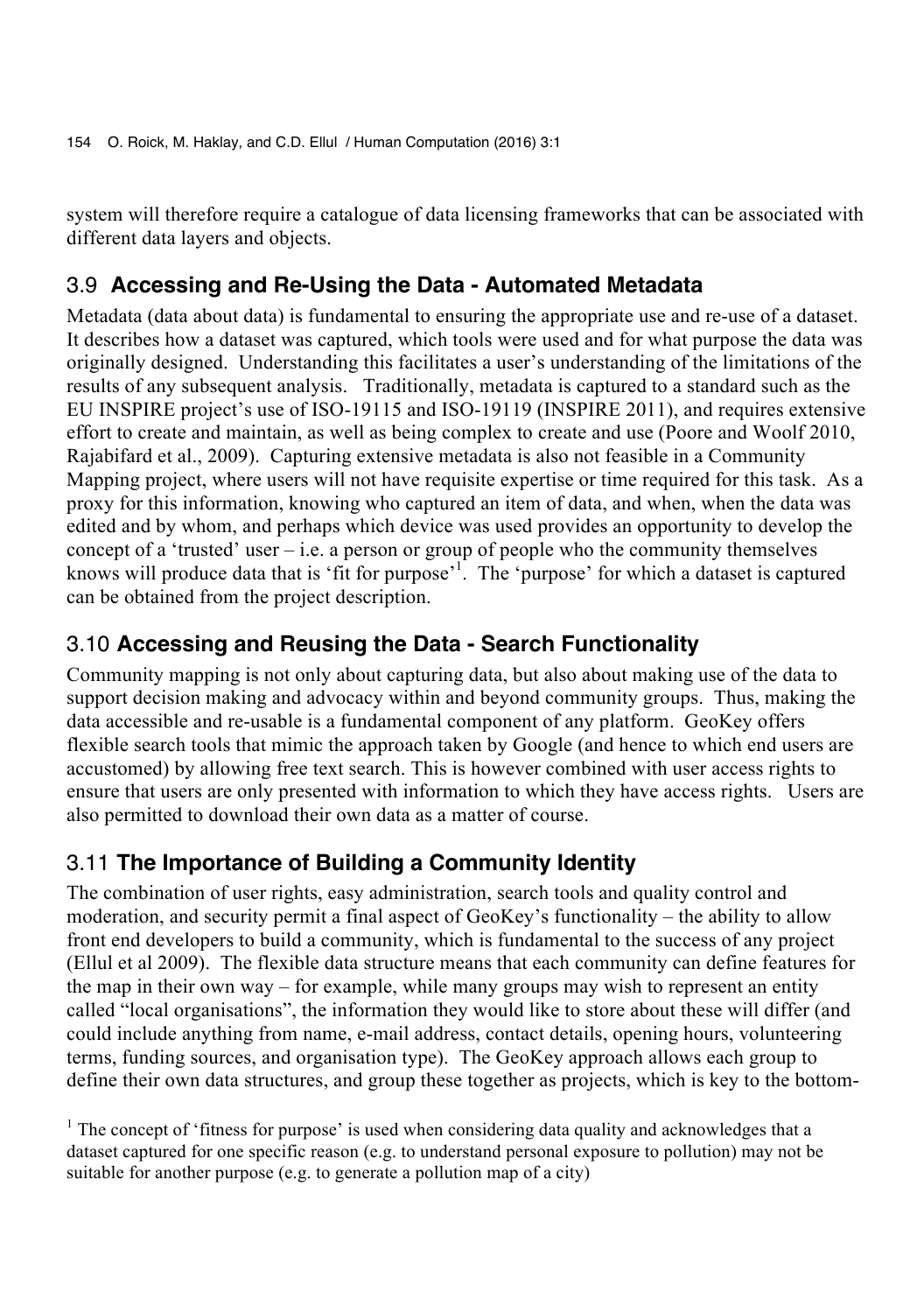system will therefore require a catalogue of data licensing frameworks that can be associated with different data layers and objects.

## 3.9 **Accessing and Re-Using the Data - Automated Metadata**

Metadata (data about data) is fundamental to ensuring the appropriate use and re-use of a dataset. It describes how a dataset was captured, which tools were used and for what purpose the data was originally designed. Understanding this facilitates a user's understanding of the limitations of the results of any subsequent analysis. Traditionally, metadata is captured to a standard such as the EU INSPIRE project's use of ISO-19115 and ISO-19119 (INSPIRE 2011), and requires extensive effort to create and maintain, as well as being complex to create and use (Poore and Woolf 2010, Rajabifard et al., 2009). Capturing extensive metadata is also not feasible in a Community Mapping project, where users will not have requisite expertise or time required for this task. As a proxy for this information, knowing who captured an item of data, and when, when the data was edited and by whom, and perhaps which device was used provides an opportunity to develop the concept of a 'trusted' user – i.e. a person or group of people who the community themselves knows will produce data that is 'fit for purpose'[1]. The 'purpose' for which a dataset is captured can be obtained from the project description.

## 3.10 **Accessing and Reusing the Data - Search Functionality**

Community mapping is not only about capturing data, but also about making use of the data to support decision making and advocacy within and beyond community groups. Thus, making the data accessible and re-usable is a fundamental component of any platform. GeoKey offers flexible search tools that mimic the approach taken by Google (and hence to which end users are accustomed) by allowing free text search. This is however combined with user access rights to ensure that users are only presented with information to which they have access rights. Users are also permitted to download their own data as a matter of course.

## 3.11 **The Importance of Building a Community Identity**

The combination of user rights, easy administration, search tools and quality control and moderation, and security permit a final aspect of GeoKey's functionality – the ability to allow front end developers to build a community, which is fundamental to the success of any project (Ellul et al 2009). The flexible data structure means that each community can define features for the map in their own way – for example, while many groups may wish to represent an entity called "local organisations", the information they would like to store about these will differ (and could include anything from name, e-mail address, contact details, opening hours, volunteering terms, funding sources, and organisation type). The GeoKey approach allows each group to define their own data structures, and group these together as projects, which is key to the bottom-

[1] The concept of 'fitness for purpose' is used when considering data quality and acknowledges that a dataset captured for one specific reason (e.g. to understand personal exposure to pollution) may not be suitable for another purpose (e.g. to generate a pollution map of a city)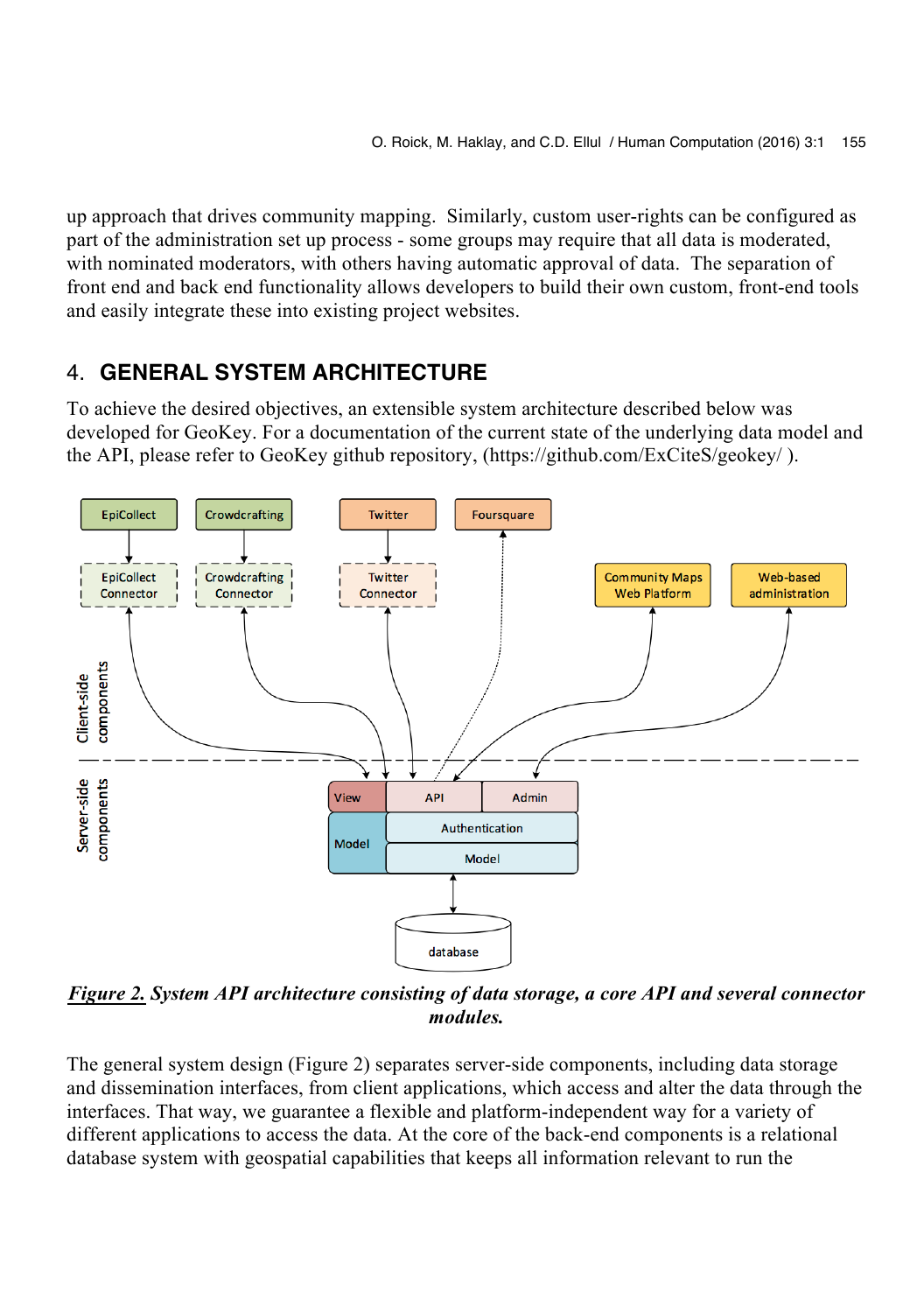up approach that drives community mapping. Similarly, custom user-rights can be configured as part of the administration set up process - some groups may require that all data is moderated, with nominated moderators, with others having automatic approval of data. The separation of front end and back end functionality allows developers to build their own custom, front-end tools and easily integrate these into existing project websites.

## 4. GENERAL SYSTEM ARCHITECTURE

To achieve the desired objectives, an extensible system architecture described below was developed for GeoKey. For a documentation of the current state of the underlying data model and the API, please refer to GeoKey github repository, (https://github.com/ExCiteS/geokey/ ).

***Figure 2.*** ***System API architecture consisting of data storage, a core API and several connector modules.***

The general system design (Figure 2) separates server-side components, including data storage and dissemination interfaces, from client applications, which access and alter the data through the interfaces. That way, we guarantee a flexible and platform-independent way for a variety of different applications to access the data. At the core of the back-end components is a relational database system with geospatial capabilities that keeps all information relevant to run the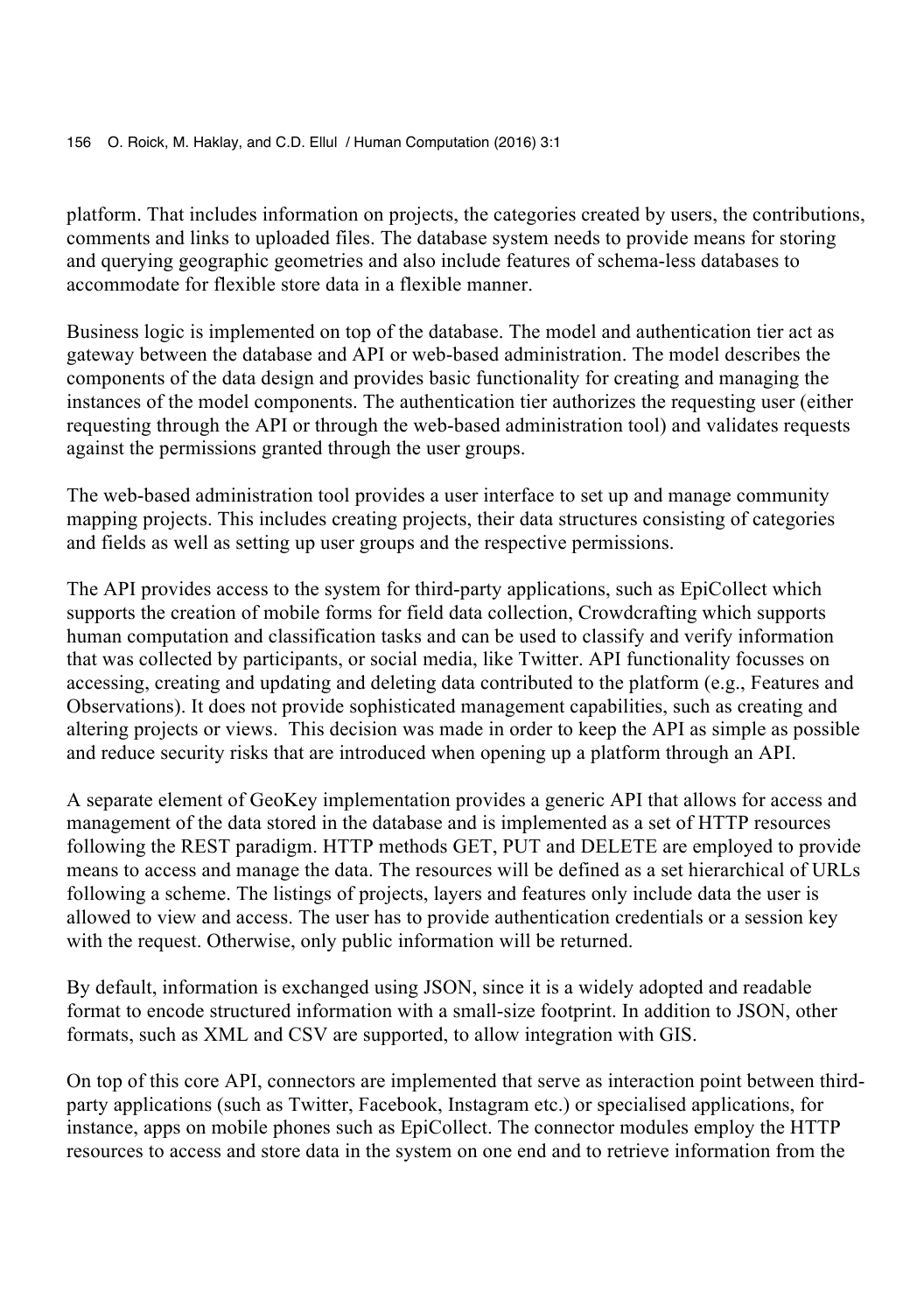platform. That includes information on projects, the categories created by users, the contributions, comments and links to uploaded files. The database system needs to provide means for storing and querying geographic geometries and also include features of schema-less databases to accommodate for flexible store data in a flexible manner.

Business logic is implemented on top of the database. The model and authentication tier act as gateway between the database and API or web-based administration. The model describes the components of the data design and provides basic functionality for creating and managing the instances of the model components. The authentication tier authorizes the requesting user (either requesting through the API or through the web-based administration tool) and validates requests against the permissions granted through the user groups.

The web-based administration tool provides a user interface to set up and manage community mapping projects. This includes creating projects, their data structures consisting of categories and fields as well as setting up user groups and the respective permissions.

The API provides access to the system for third-party applications, such as EpiCollect which supports the creation of mobile forms for field data collection, Crowdcrafting which supports human computation and classification tasks and can be used to classify and verify information that was collected by participants, or social media, like Twitter. API functionality focusses on accessing, creating and updating and deleting data contributed to the platform (e.g., Features and Observations). It does not provide sophisticated management capabilities, such as creating and altering projects or views.  This decision was made in order to keep the API as simple as possible and reduce security risks that are introduced when opening up a platform through an API.

A separate element of GeoKey implementation provides a generic API that allows for access and management of the data stored in the database and is implemented as a set of HTTP resources following the REST paradigm. HTTP methods GET, PUT and DELETE are employed to provide means to access and manage the data. The resources will be defined as a set hierarchical of URLs following a scheme. The listings of projects, layers and features only include data the user is allowed to view and access. The user has to provide authentication credentials or a session key with the request. Otherwise, only public information will be returned.

By default, information is exchanged using JSON, since it is a widely adopted and readable format to encode structured information with a small-size footprint. In addition to JSON, other formats, such as XML and CSV are supported, to allow integration with GIS.

On top of this core API, connectors are implemented that serve as interaction point between third-party applications (such as Twitter, Facebook, Instagram etc.) or specialised applications, for instance, apps on mobile phones such as EpiCollect. The connector modules employ the HTTP resources to access and store data in the system on one end and to retrieve information from the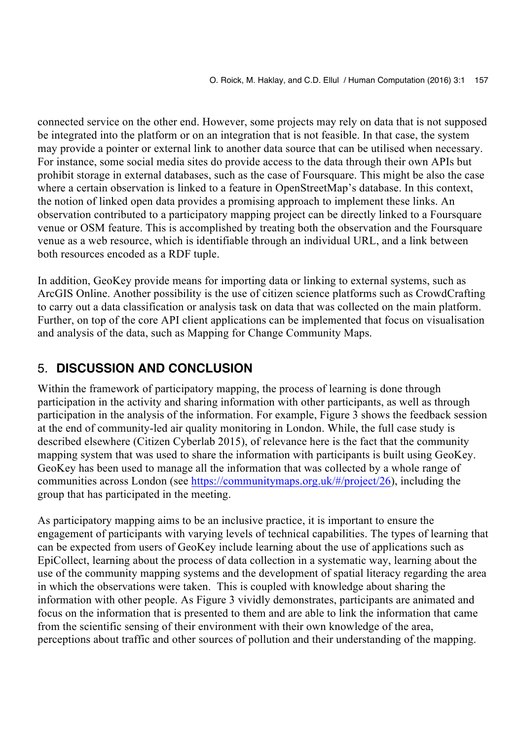connected service on the other end. However, some projects may rely on data that is not supposed be integrated into the platform or on an integration that is not feasible. In that case, the system may provide a pointer or external link to another data source that can be utilised when necessary. For instance, some social media sites do provide access to the data through their own APIs but prohibit storage in external databases, such as the case of Foursquare. This might be also the case where a certain observation is linked to a feature in OpenStreetMap's database. In this context, the notion of linked open data provides a promising approach to implement these links. An observation contributed to a participatory mapping project can be directly linked to a Foursquare venue or OSM feature. This is accomplished by treating both the observation and the Foursquare venue as a web resource, which is identifiable through an individual URL, and a link between both resources encoded as a RDF tuple.

In addition, GeoKey provide means for importing data or linking to external systems, such as ArcGIS Online. Another possibility is the use of citizen science platforms such as CrowdCrafting to carry out a data classification or analysis task on data that was collected on the main platform. Further, on top of the core API client applications can be implemented that focus on visualisation and analysis of the data, such as Mapping for Change Community Maps.

## 5. DISCUSSION AND CONCLUSION

Within the framework of participatory mapping, the process of learning is done through participation in the activity and sharing information with other participants, as well as through participation in the analysis of the information. For example, Figure 3 shows the feedback session at the end of community-led air quality monitoring in London. While, the full case study is described elsewhere (Citizen Cyberlab 2015), of relevance here is the fact that the community mapping system that was used to share the information with participants is built using GeoKey. GeoKey has been used to manage all the information that was collected by a whole range of communities across London (see https://communitymaps.org.uk/#/project/26), including the group that has participated in the meeting.

As participatory mapping aims to be an inclusive practice, it is important to ensure the engagement of participants with varying levels of technical capabilities. The types of learning that can be expected from users of GeoKey include learning about the use of applications such as EpiCollect, learning about the process of data collection in a systematic way, learning about the use of the community mapping systems and the development of spatial literacy regarding the area in which the observations were taken. This is coupled with knowledge about sharing the information with other people. As Figure 3 vividly demonstrates, participants are animated and focus on the information that is presented to them and are able to link the information that came from the scientific sensing of their environment with their own knowledge of the area, perceptions about traffic and other sources of pollution and their understanding of the mapping.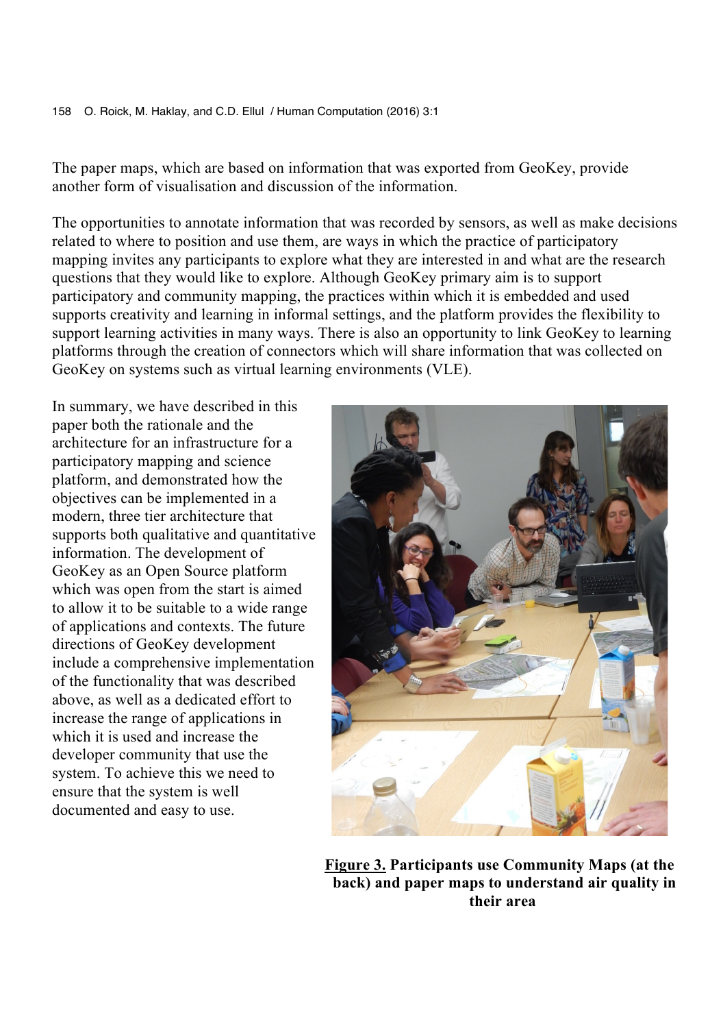The paper maps, which are based on information that was exported from GeoKey, provide another form of visualisation and discussion of the information.

The opportunities to annotate information that was recorded by sensors, as well as make decisions related to where to position and use them, are ways in which the practice of participatory mapping invites any participants to explore what they are interested in and what are the research questions that they would like to explore. Although GeoKey primary aim is to support participatory and community mapping, the practices within which it is embedded and used supports creativity and learning in informal settings, and the platform provides the flexibility to support learning activities in many ways. There is also an opportunity to link GeoKey to learning platforms through the creation of connectors which will share information that was collected on GeoKey on systems such as virtual learning environments (VLE).

In summary, we have described in this paper both the rationale and the architecture for an infrastructure for a participatory mapping and science platform, and demonstrated how the objectives can be implemented in a modern, three tier architecture that supports both qualitative and quantitative information. The development of GeoKey as an Open Source platform which was open from the start is aimed to allow it to be suitable to a wide range of applications and contexts. The future directions of GeoKey development include a comprehensive implementation of the functionality that was described above, as well as a dedicated effort to increase the range of applications in which it is used and increase the developer community that use the system. To achieve this we need to ensure that the system is well documented and easy to use.

**Figure 3. Participants use Community Maps (at the back) and paper maps to understand air quality in their area**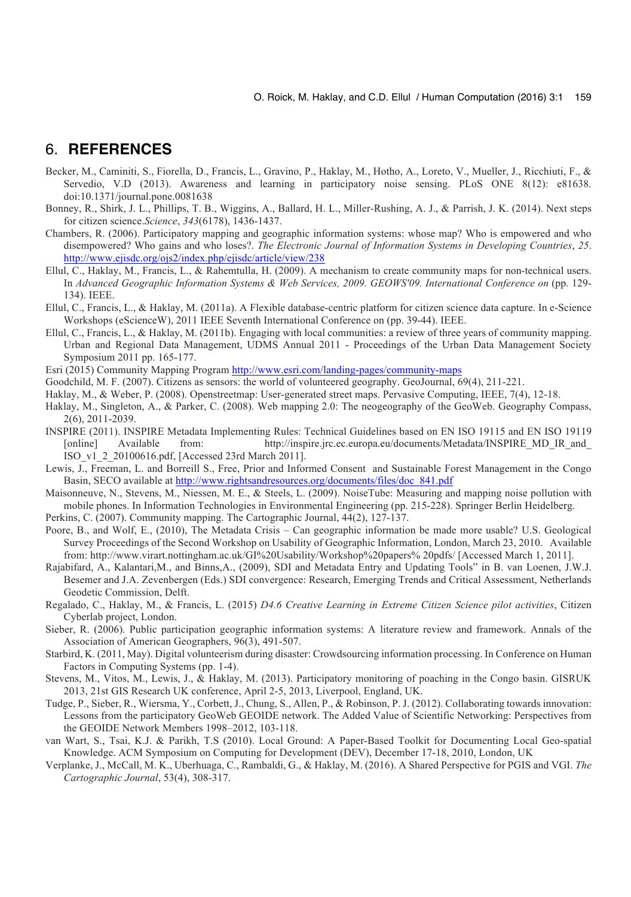## 6. REFERENCES

Becker, M., Caminiti, S., Fiorella, D., Francis, L., Gravino, P., Haklay, M., Hotho, A., Loreto, V., Mueller, J., Ricchiuti, F., & Servedio, V.D (2013). Awareness and learning in participatory noise sensing. PLoS ONE 8(12): e81638. doi:10.1371/journal.pone.0081638

Bonney, R., Shirk, J. L., Phillips, T. B., Wiggins, A., Ballard, H. L., Miller-Rushing, A. J., & Parrish, J. K. (2014). Next steps for citizen science.*Science*, *343*(6178), 1436-1437.

Chambers, R. (2006). Participatory mapping and geographic information systems: whose map? Who is empowered and who disempowered? Who gains and who loses?. *The Electronic Journal of Information Systems in Developing Countries*, *25*. http://www.ejisdc.org/ojs2/index.php/ejisdc/article/view/238

Ellul, C., Haklay, M., Francis, L., & Rahemtulla, H. (2009). A mechanism to create community maps for non-technical users. In *Advanced Geographic Information Systems & Web Services, 2009. GEOWS'09. International Conference on* (pp. 129-134). IEEE.

Ellul, C., Francis, L., & Haklay, M. (2011a). A Flexible database-centric platform for citizen science data capture. In e-Science Workshops (eScienceW), 2011 IEEE Seventh International Conference on (pp. 39-44). IEEE.

Ellul, C., Francis, L., & Haklay, M. (2011b). Engaging with local communities: a review of three years of community mapping. Urban and Regional Data Management, UDMS Annual 2011 - Proceedings of the Urban Data Management Society Symposium 2011 pp. 165-177.

Esri (2015) Community Mapping Program http://www.esri.com/landing-pages/community-maps

Goodchild, M. F. (2007). Citizens as sensors: the world of volunteered geography. GeoJournal, 69(4), 211-221.

Haklay, M., & Weber, P. (2008). Openstreetmap: User-generated street maps. Pervasive Computing, IEEE, 7(4), 12-18.

Haklay, M., Singleton, A., & Parker, C. (2008). Web mapping 2.0: The neogeography of the GeoWeb. Geography Compass, 2(6), 2011-2039.

INSPIRE (2011). INSPIRE Metadata Implementing Rules: Technical Guidelines based on EN ISO 19115 and EN ISO 19119 [online] Available from: http://inspire.jrc.ec.europa.eu/documents/Metadata/INSPIRE_MD_IR_and_ISO_v1_2_20100616.pdf, [Accessed 23rd March 2011].

Lewis, J., Freeman, L. and Borreill S., Free, Prior and Informed Consent and Sustainable Forest Management in the Congo Basin, SECO available at http://www.rightsandresources.org/documents/files/doc_841.pdf

Maisonneuve, N., Stevens, M., Niessen, M. E., & Steels, L. (2009). NoiseTube: Measuring and mapping noise pollution with mobile phones. In Information Technologies in Environmental Engineering (pp. 215-228). Springer Berlin Heidelberg.

Perkins, C. (2007). Community mapping. The Cartographic Journal, 44(2), 127-137.

Poore, B., and Wolf, E., (2010), The Metadata Crisis – Can geographic information be made more usable? U.S. Geological Survey Proceedings of the Second Workshop on Usability of Geographic Information, London, March 23, 2010. Available from: http://www.virart.nottingham.ac.uk/GI%20Usability/Workshop%20papers% 20pdfs/ [Accessed March 1, 2011].

Rajabifard, A., Kalantari,M., and Binns,A., (2009), SDI and Metadata Entry and Updating Tools" in B. van Loenen, J.W.J. Besemer and J.A. Zevenbergen (Eds.) SDI convergence: Research, Emerging Trends and Critical Assessment, Netherlands Geodetic Commission, Delft.

Regalado, C., Haklay, M., & Francis, L. (2015) *D4.6 Creative Learning in Extreme Citizen Science pilot activities*, Citizen Cyberlab project, London.

Sieber, R. (2006). Public participation geographic information systems: A literature review and framework. Annals of the Association of American Geographers, 96(3), 491-507.

Starbird, K. (2011, May). Digital volunteerism during disaster: Crowdsourcing information processing. In Conference on Human Factors in Computing Systems (pp. 1-4).

Stevens, M., Vitos, M., Lewis, J., & Haklay, M. (2013). Participatory monitoring of poaching in the Congo basin. GISRUK 2013, 21st GIS Research UK conference, April 2-5, 2013, Liverpool, England, UK.

Tudge, P., Sieber, R., Wiersma, Y., Corbett, J., Chung, S., Allen, P., & Robinson, P. J. (2012). Collaborating towards innovation: Lessons from the participatory GeoWeb GEOIDE network. The Added Value of Scientific Networking: Perspectives from the GEOIDE Network Members 1998–2012, 103-118.

van Wart, S., Tsai, K.J. & Parikh, T.S (2010). Local Ground: A Paper-Based Toolkit for Documenting Local Geo-spatial Knowledge. ACM Symposium on Computing for Development (DEV), December 17-18, 2010, London, UK

Verplanke, J., McCall, M. K., Uberhuaga, C., Rambaldi, G., & Haklay, M. (2016). A Shared Perspective for PGIS and VGI. *The Cartographic Journal*, 53(4), 308-317.